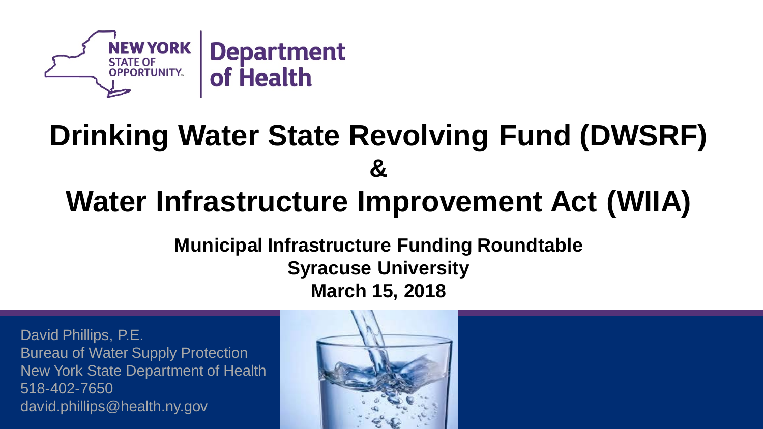NEW YORK STATE OF OPPORTUNITY.

Department of Health

# Drinking Water State Revolving Fund (DWSRF)
# &
# Water Infrastructure Improvement Act (WIIA)

**Municipal Infrastructure Funding Roundtable**
**Syracuse University**
**March 15, 2018**

David Phillips, P.E.
Bureau of Water Supply Protection
New York State Department of Health
518-402-7650
david.phillips@health.ny.gov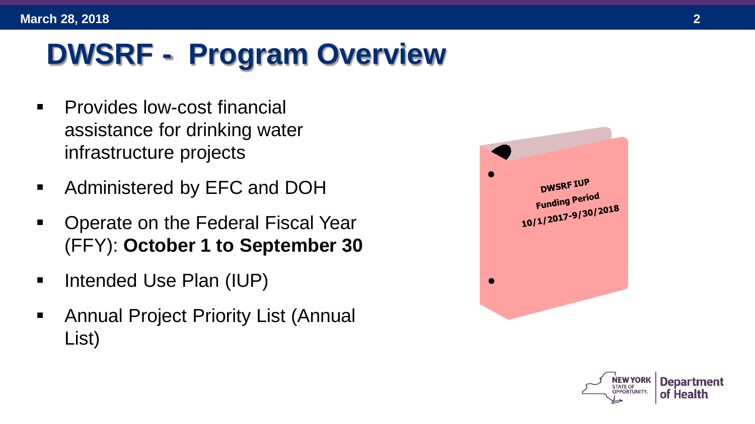# DWSRF - Program Overview

- Provides low-cost financial assistance for drinking water infrastructure projects
- Administered by EFC and DOH
- Operate on the Federal Fiscal Year (FFY): **October 1 to September 30**
- Intended Use Plan (IUP)
- Annual Project Priority List (Annual List)

DWSRF IUP
Funding Period
10/1/2017-9/30/2018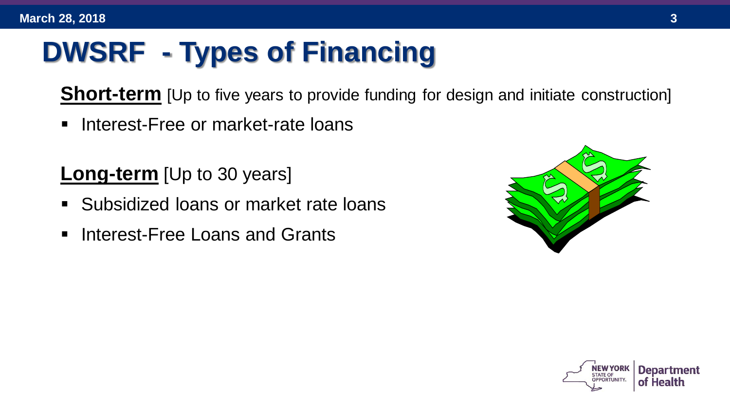# DWSRF - Types of Financing

**Short-term** [Up to five years to provide funding for design and initiate construction]

- Interest-Free or market-rate loans

**Long-term** [Up to 30 years]

- Subsidized loans or market rate loans
- Interest-Free Loans and Grants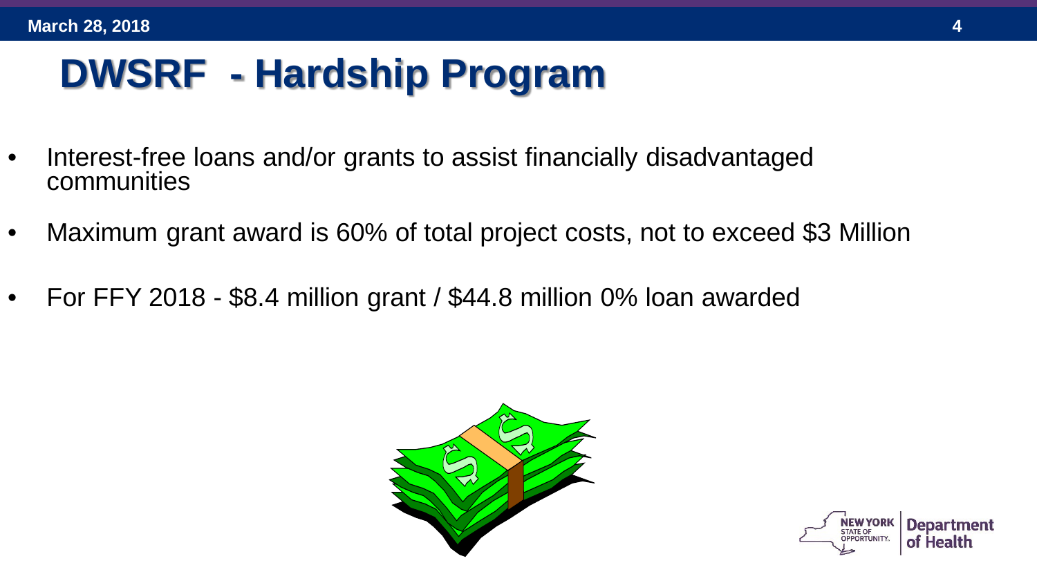# DWSRF - Hardship Program

- Interest-free loans and/or grants to assist financially disadvantaged communities
- Maximum grant award is 60% of total project costs, not to exceed $3 Million
- For FFY 2018 - $8.4 million grant / $44.8 million 0% loan awarded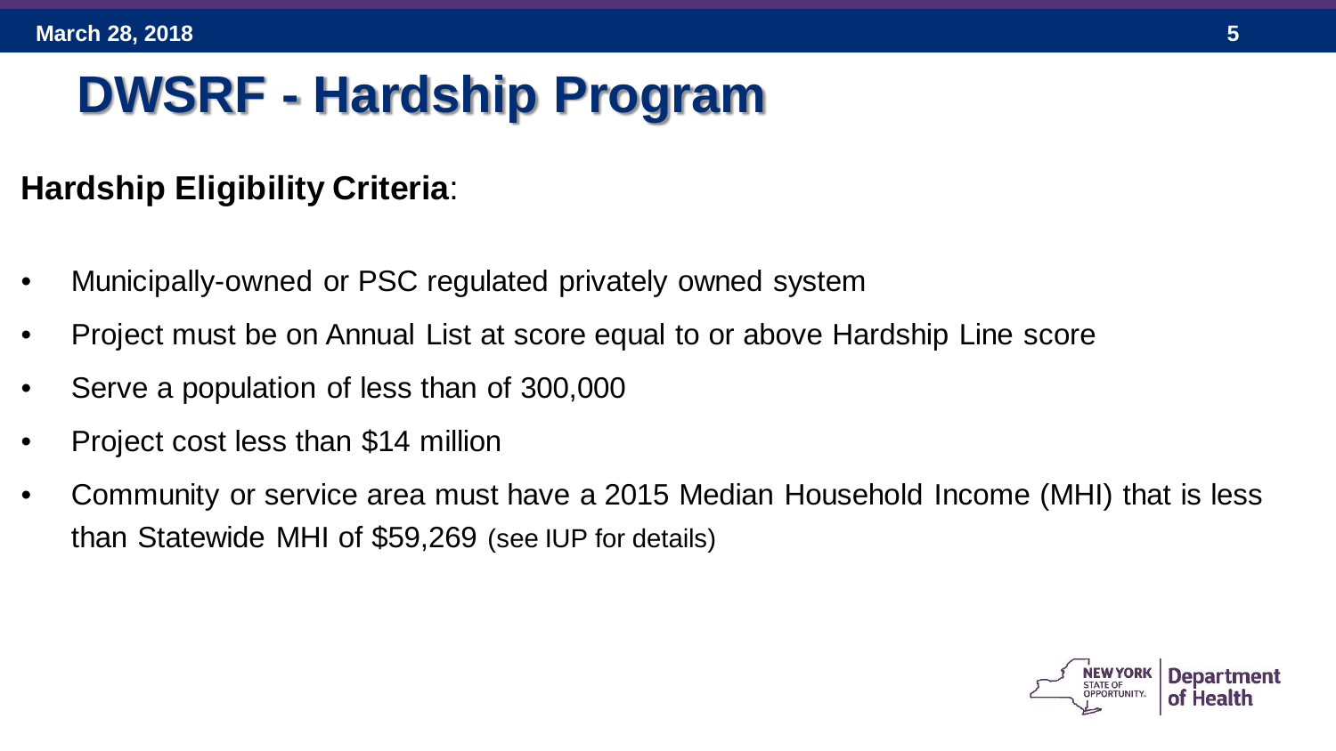# DWSRF - Hardship Program

**Hardship Eligibility Criteria**:

- Municipally-owned or PSC regulated privately owned system
- Project must be on Annual List at score equal to or above Hardship Line score
- Serve a population of less than of 300,000
- Project cost less than $14 million
- Community or service area must have a 2015 Median Household Income (MHI) that is less than Statewide MHI of $59,269 (see IUP for details)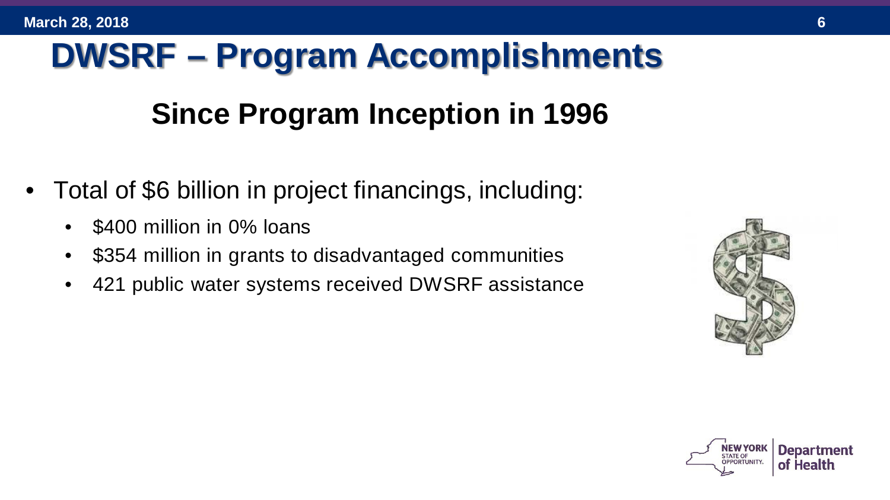# DWSRF – Program Accomplishments

## Since Program Inception in 1996

- Total of $6 billion in project financings, including:
  - $400 million in 0% loans
  - $354 million in grants to disadvantaged communities
  - 421 public water systems received DWSRF assistance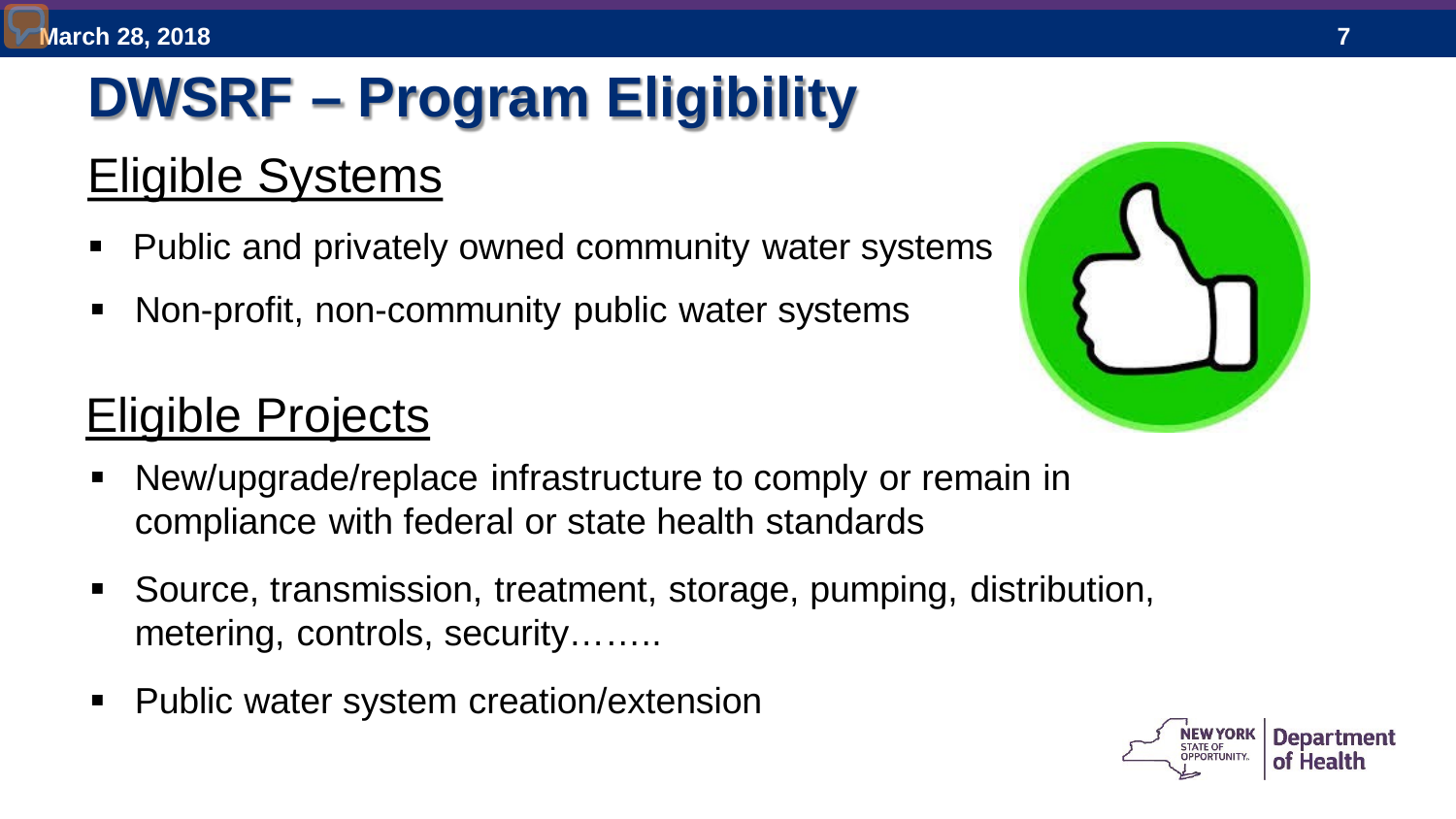# DWSRF – Program Eligibility

## Eligible Systems

- Public and privately owned community water systems
- Non-profit, non-community public water systems

## Eligible Projects

- New/upgrade/replace infrastructure to comply or remain in compliance with federal or state health standards
- Source, transmission, treatment, storage, pumping, distribution, metering, controls, security……..
- Public water system creation/extension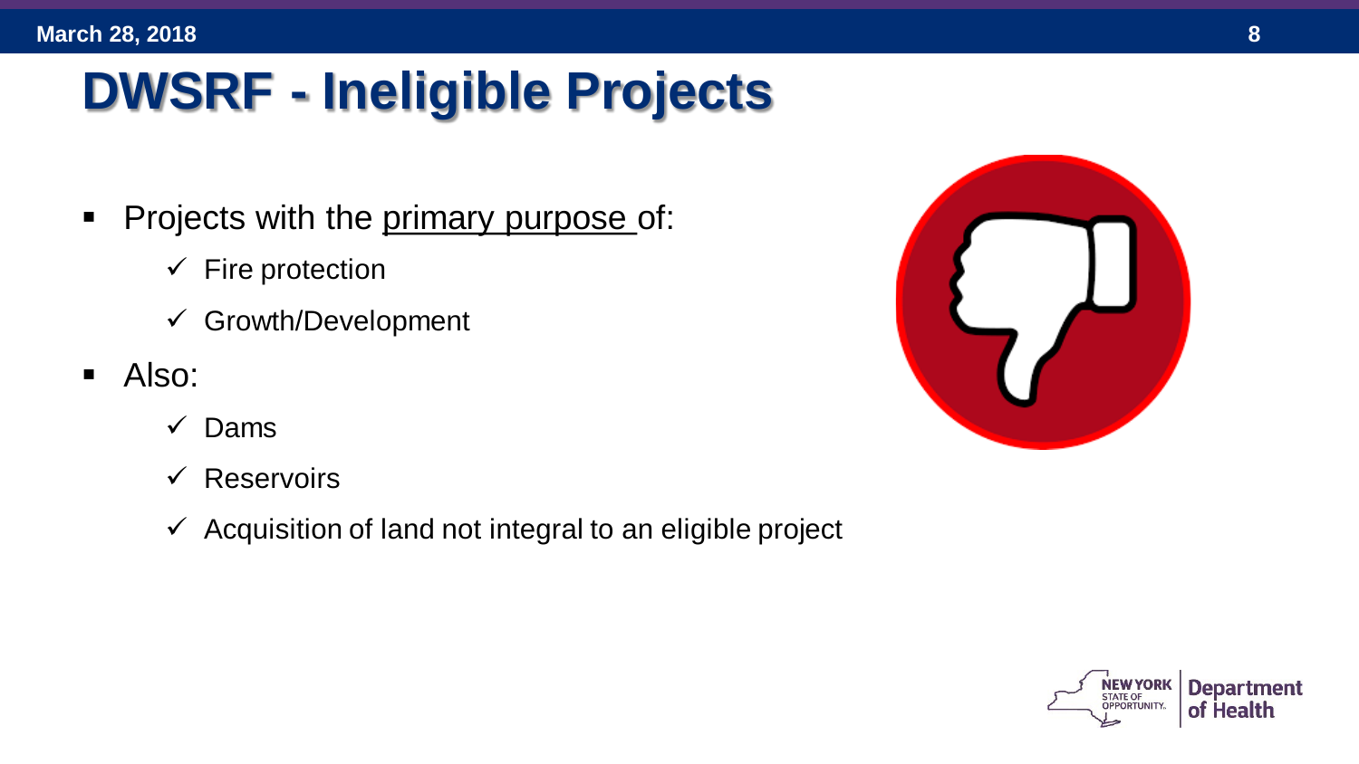# DWSRF - Ineligible Projects

- Projects with the primary purpose of:
  - ✓ Fire protection
  - ✓ Growth/Development
- Also:
  - ✓ Dams
  - ✓ Reservoirs
  - ✓ Acquisition of land not integral to an eligible project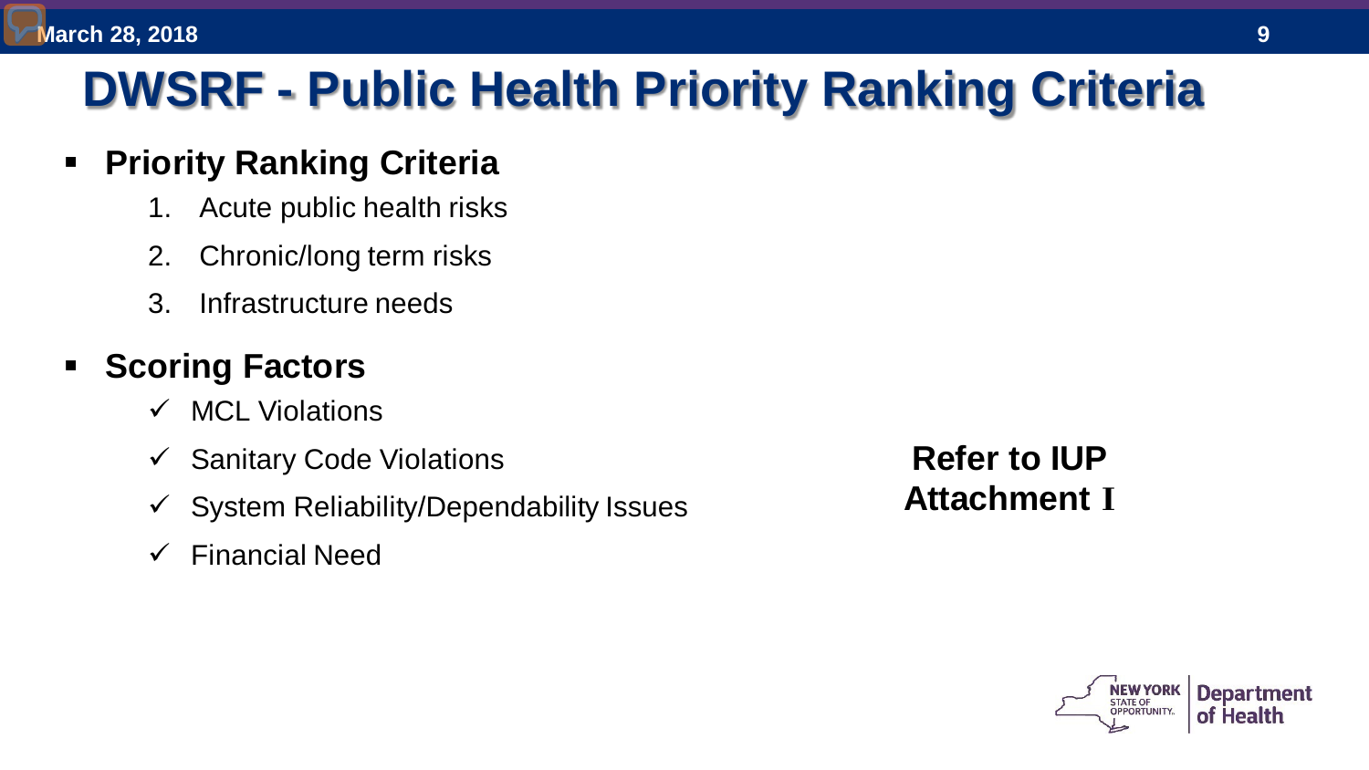# DWSRF - Public Health Priority Ranking Criteria

- **Priority Ranking Criteria**
  1. Acute public health risks
  2. Chronic/long term risks
  3. Infrastructure needs
- **Scoring Factors**
  - ✓ MCL Violations
  - ✓ Sanitary Code Violations
  - ✓ System Reliability/Dependability Issues
  - ✓ Financial Need

**Refer to IUP Attachment I**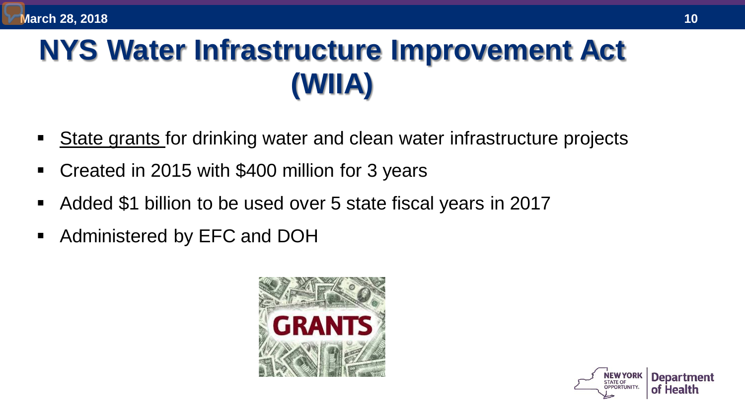# NYS Water Infrastructure Improvement Act (WIIA)

- State grants for drinking water and clean water infrastructure projects
- Created in 2015 with $400 million for 3 years
- Added $1 billion to be used over 5 state fiscal years in 2017
- Administered by EFC and DOH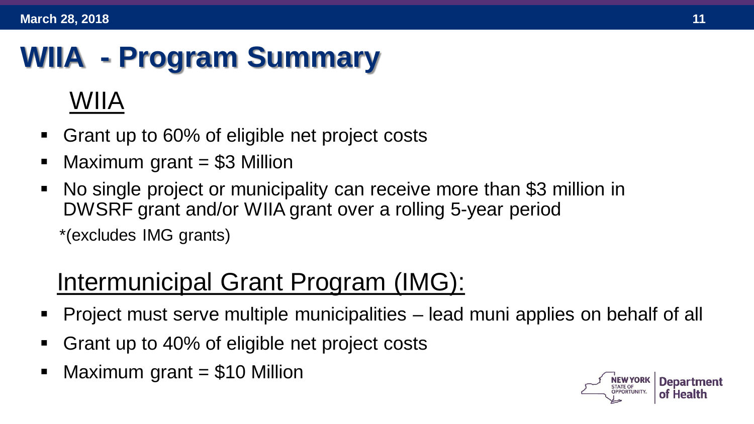# WIIA - Program Summary

## WIIA

- Grant up to 60% of eligible net project costs
- Maximum grant = $3 Million
- No single project or municipality can receive more than $3 million in DWSRF grant and/or WIIA grant over a rolling 5-year period

  *(excludes IMG grants)

## Intermunicipal Grant Program (IMG):

- Project must serve multiple municipalities – lead muni applies on behalf of all
- Grant up to 40% of eligible net project costs
- Maximum grant = $10 Million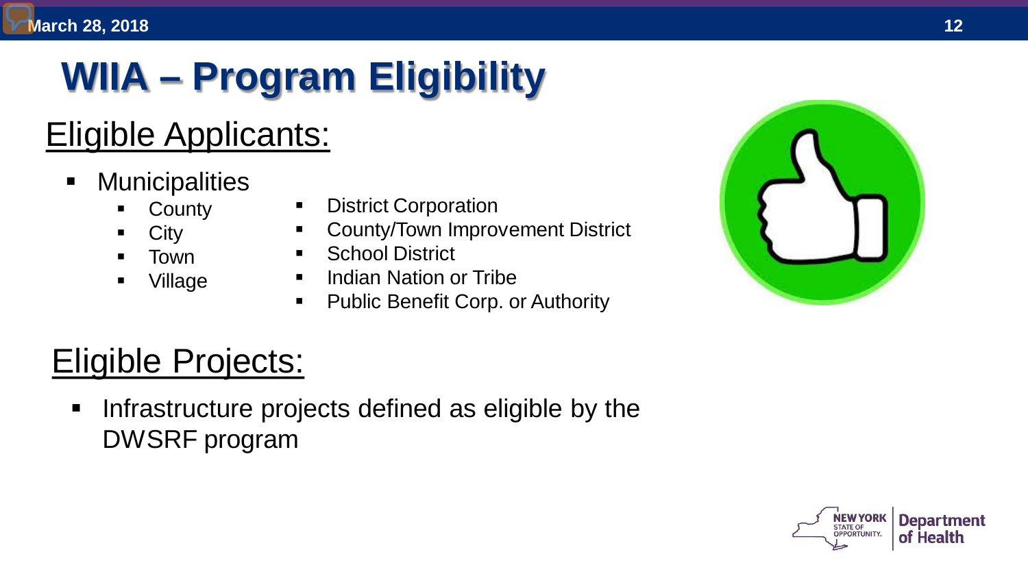# WIIA – Program Eligibility

## Eligible Applicants:

- Municipalities
  - County
  - City
  - Town
  - Village
  - District Corporation
  - County/Town Improvement District
  - School District
  - Indian Nation or Tribe
  - Public Benefit Corp. or Authority

## Eligible Projects:

- Infrastructure projects defined as eligible by the DWSRF program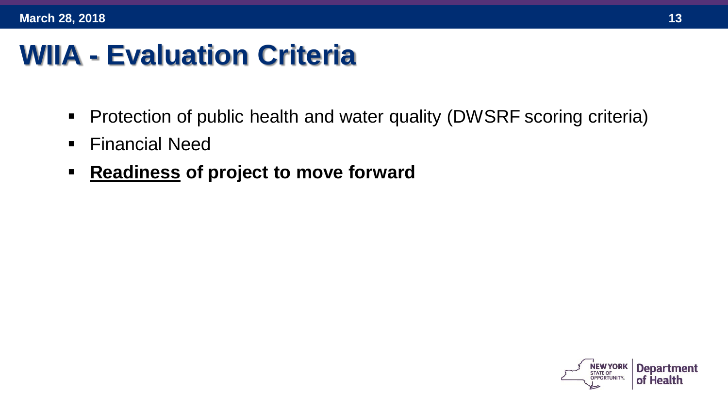# WIIA - Evaluation Criteria

- Protection of public health and water quality (DWSRF scoring criteria)
- Financial Need
- **Readiness of project to move forward**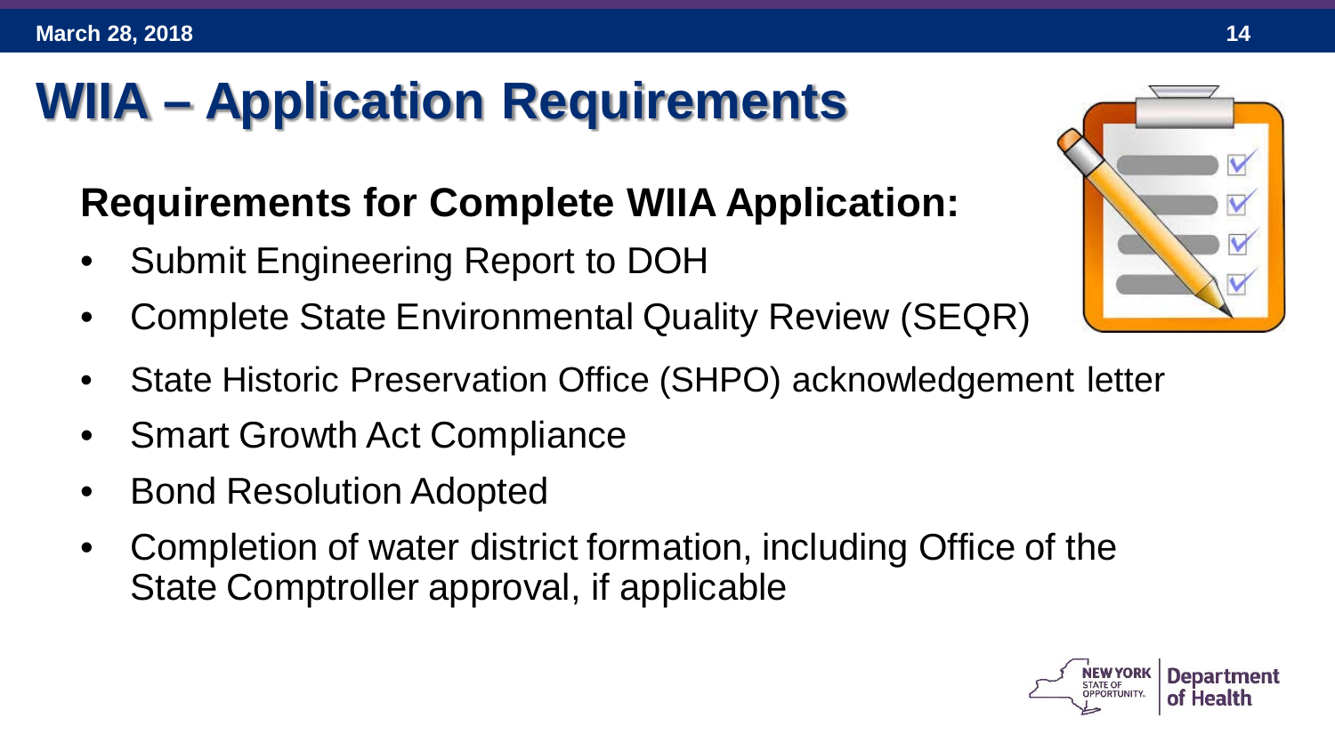# WIIA – Application Requirements

## Requirements for Complete WIIA Application:

- Submit Engineering Report to DOH
- Complete State Environmental Quality Review (SEQR)
- State Historic Preservation Office (SHPO) acknowledgement letter
- Smart Growth Act Compliance
- Bond Resolution Adopted
- Completion of water district formation, including Office of the State Comptroller approval, if applicable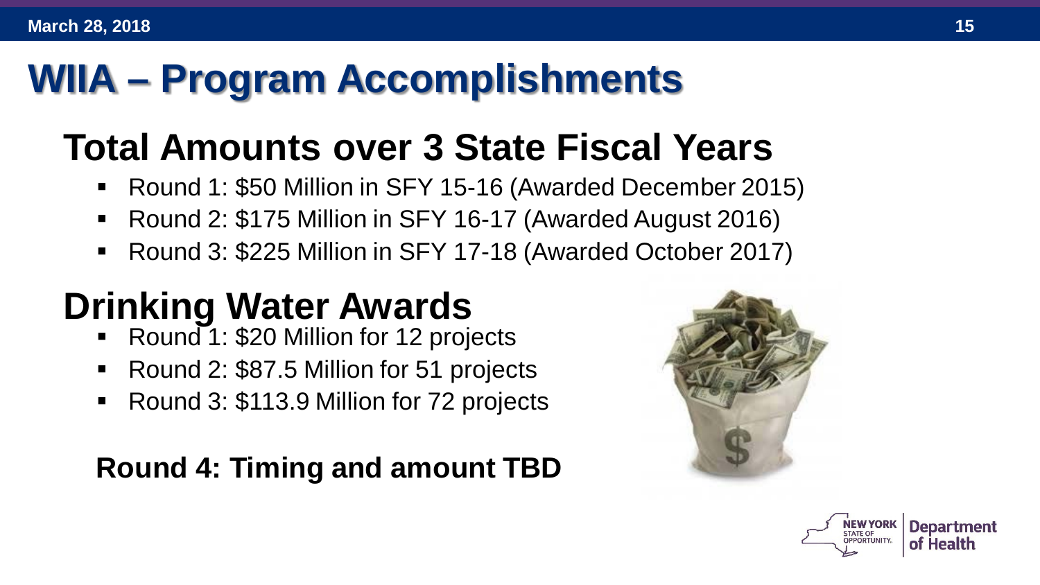# WIIA – Program Accomplishments

## Total Amounts over 3 State Fiscal Years

- Round 1: $50 Million in SFY 15-16 (Awarded December 2015)
- Round 2: $175 Million in SFY 16-17 (Awarded August 2016)
- Round 3: $225 Million in SFY 17-18 (Awarded October 2017)

## Drinking Water Awards

- Round 1: $20 Million for 12 projects
- Round 2: $87.5 Million for 51 projects
- Round 3: $113.9 Million for 72 projects

**Round 4: Timing and amount TBD**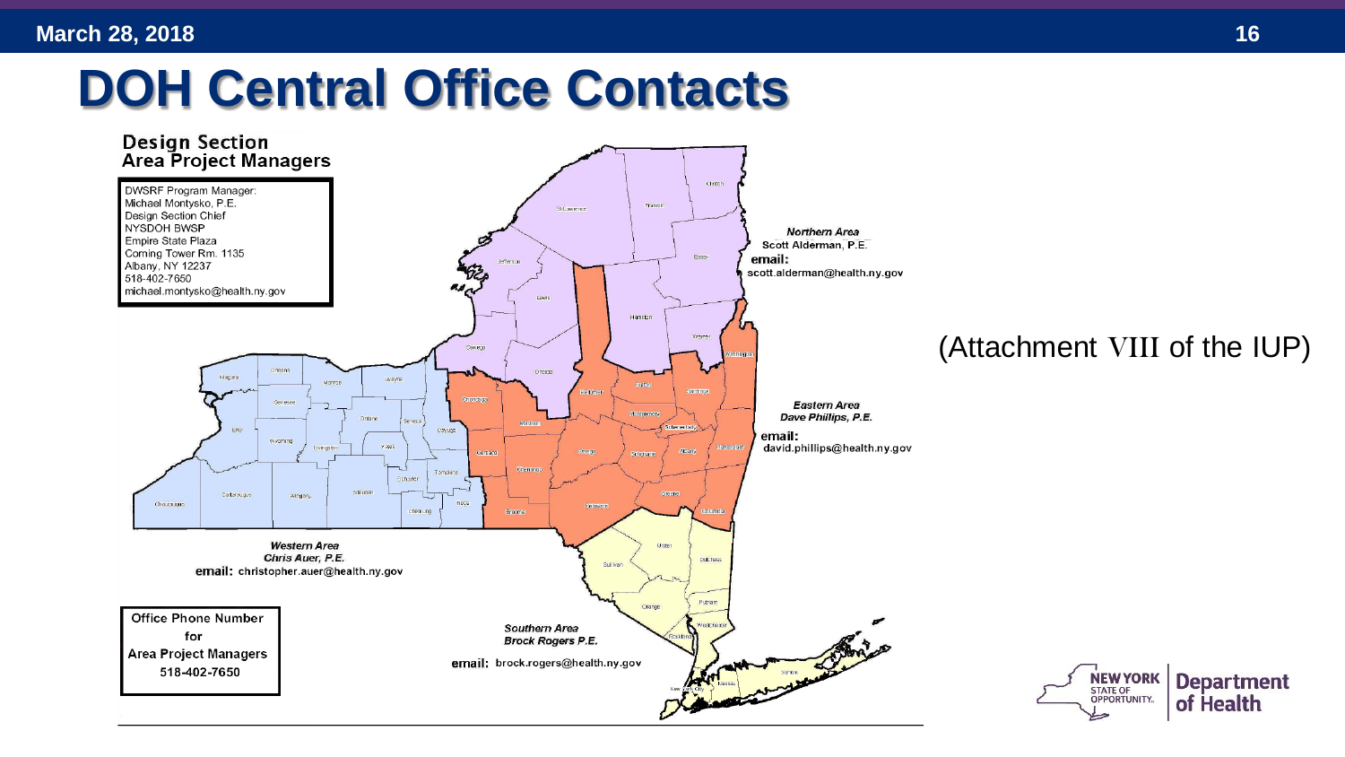# DOH Central Office Contacts

**Design Section**
**Area Project Managers**

DWSRF Program Manager:
Michael Montysko, P.E.
Design Section Chief
NYSDOH BWSP
Empire State Plaza
Corning Tower Rm. 1135
Albany, NY 12237
518-402-7650
michael.montysko@health.ny.gov

***Northern Area***
Scott Alderman, P.E.
**email:** scott.alderman@health.ny.gov

***Eastern Area***
*Dave Phillips, P.E.*
**email:** david.phillips@health.ny.gov

***Western Area***
*Chris Auer, P.E.*
**email:** christopher.auer@health.ny.gov

***Southern Area***
*Brock Rogers P.E.*
**email:** brock.rogers@health.ny.gov

**Office Phone Number for Area Project Managers 518-402-7650**

(Attachment VIII of the IUP)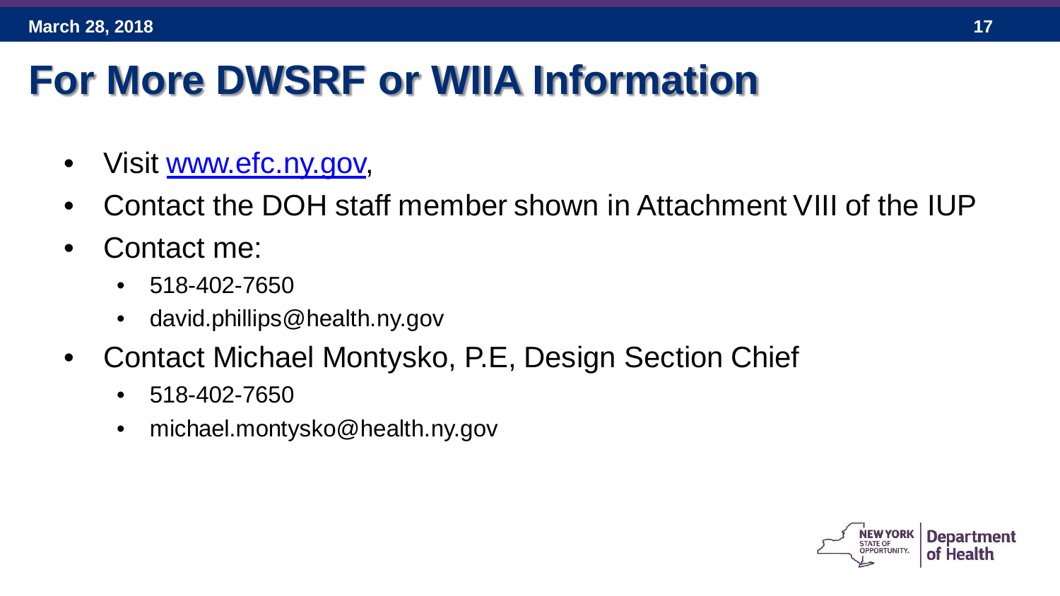# For More DWSRF or WIIA Information

- Visit [www.efc.ny.gov](http://www.efc.ny.gov),
- Contact the DOH staff member shown in Attachment VIII of the IUP
- Contact me:
  - 518-402-7650
  - david.phillips@health.ny.gov
- Contact Michael Montysko, P.E, Design Section Chief
  - 518-402-7650
  - michael.montysko@health.ny.gov